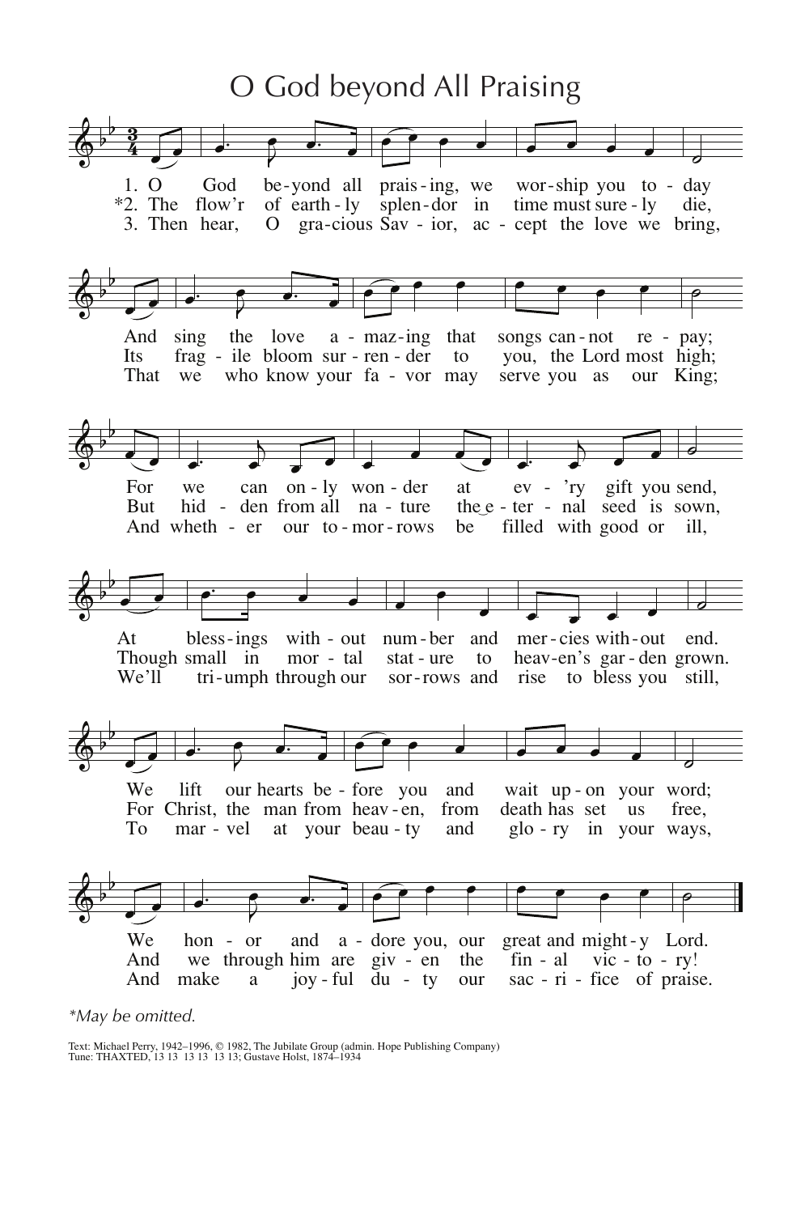# O God beyond All Praising

1. O God beyond all praising, we worship you today
And sing the love amazing that songs cannot repay;
For we can only wonder at every gift you send,
At blessings without number and mercies without end.
We lift our hearts before you and wait upon your word;
We honor and adore you, our great and mighty Lord.

*2. The flow'r of earthly splendor in time must surely die,
Its fragile bloom surrender to you, the Lord most high;
But hidden from all nature the eternal seed is sown,
Though small in mortal stature to heaven's garden grown.
For Christ, the man from heaven, from death has set us free,
And we through him are given the final victory!

3. Then hear, O gracious Savior, accept the love we bring,
That we who know your favor may serve you as our King;
And whether our tomorrows be filled with good or ill,
We'll triumph through our sorrows and rise to bless you still,
To marvel at your beauty and glory in your ways,
And make a joyful duty our sacrifice of praise.

*May be omitted.*

Text: Michael Perry, 1942–1996, © 1982, The Jubilate Group (admin. Hope Publishing Company)
Tune: THAXTED, 13 13 13 13 13 13; Gustave Holst, 1874–1934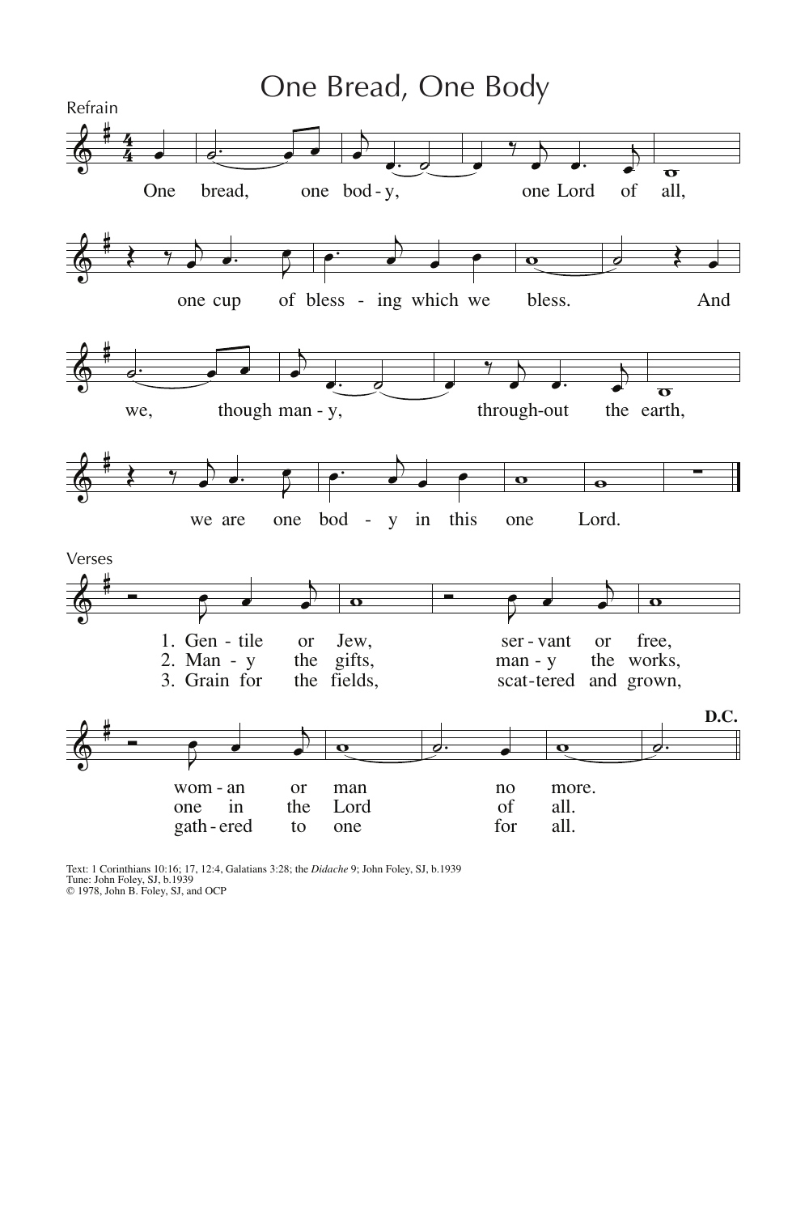# One Bread, One Body

Refrain

One bread, one bod-y, one Lord of all,
one cup of bless-ing which we bless.
And we, though man-y, through-out the earth,
we are one bod-y in this one Lord.

Verses

1. Gen-tile or Jew, ser-vant or free, wom-an or man no more.
2. Man-y the gifts, man-y the works, one in the Lord of all.
3. Grain for the fields, scat-tered and grown, gath-ered to one for all.

D.C.

Text: 1 Corinthians 10:16; 17, 12:4, Galatians 3:28; the *Didache* 9; John Foley, SJ, b.1939
Tune: John Foley, SJ, b.1939
© 1978, John B. Foley, SJ, and OCP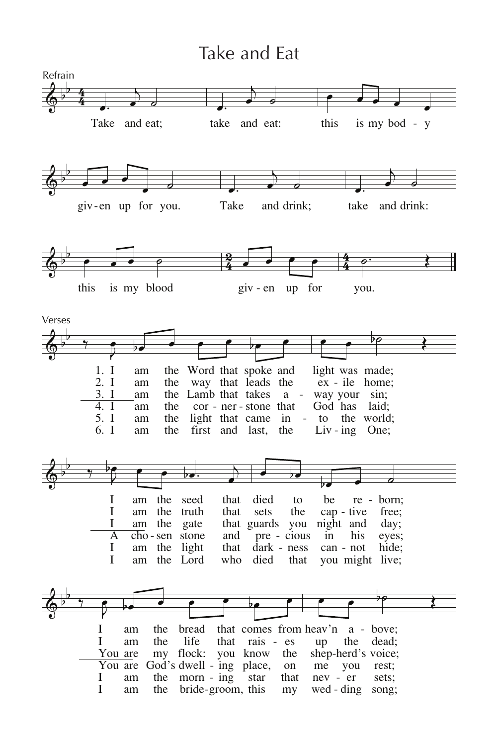# Take and Eat

Refrain

Take and eat; take and eat: this is my bod - y

giv - en up for you. Take and drink; take and drink:

this is my blood giv - en up for you.

Verses

1. I am the Word that spoke and light was made;
2. I am the way that leads the ex - ile home;
3. I am the Lamb that takes a - way your sin;
4. I am the cor - ner - stone that God has laid;
5. I am the light that came in - to the world;
6. I am the first and last, the Liv - ing One;

I am the seed that died to be re - born;
I am the truth that sets the cap - tive free;
I am the gate that guards you night and day;
A cho - sen stone and pre - cious in his eyes;
I am the light that dark - ness can - not hide;
I am the Lord who died that you might live;

I am the bread that comes from heav'n a - bove;
I am the life that rais - es up the dead;
You are my flock: you know the shep-herd's voice;
You are God's dwell - ing place, on me you rest;
I am the morn - ing star that nev - er sets;
I am the bride-groom, this my wed - ding song;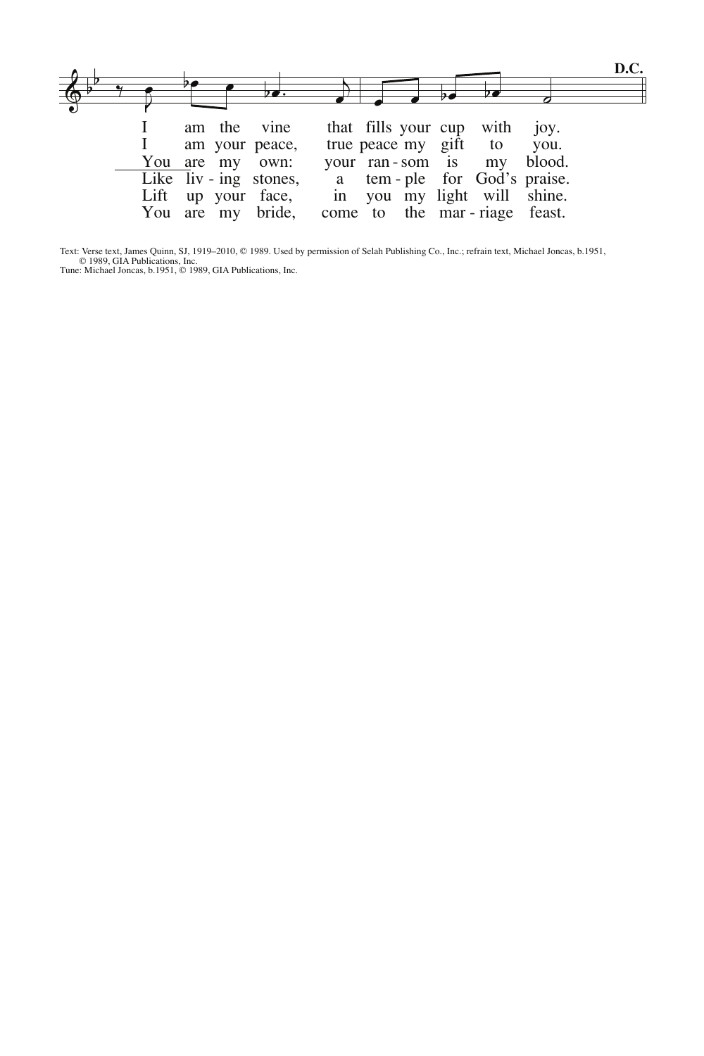D.C.

I am the vine that fills your cup with joy.
I am your peace, true peace my gift to you.
You are my own: your ran - som is my blood.
Like liv - ing stones, a tem - ple for God's praise.
Lift up your face, in you my light will shine.
You are my bride, come to the mar - riage feast.

Text: Verse text, James Quinn, SJ, 1919–2010, © 1989. Used by permission of Selah Publishing Co., Inc.; refrain text, Michael Joncas, b.1951, © 1989, GIA Publications, Inc.
Tune: Michael Joncas, b.1951, © 1989, GIA Publications, Inc.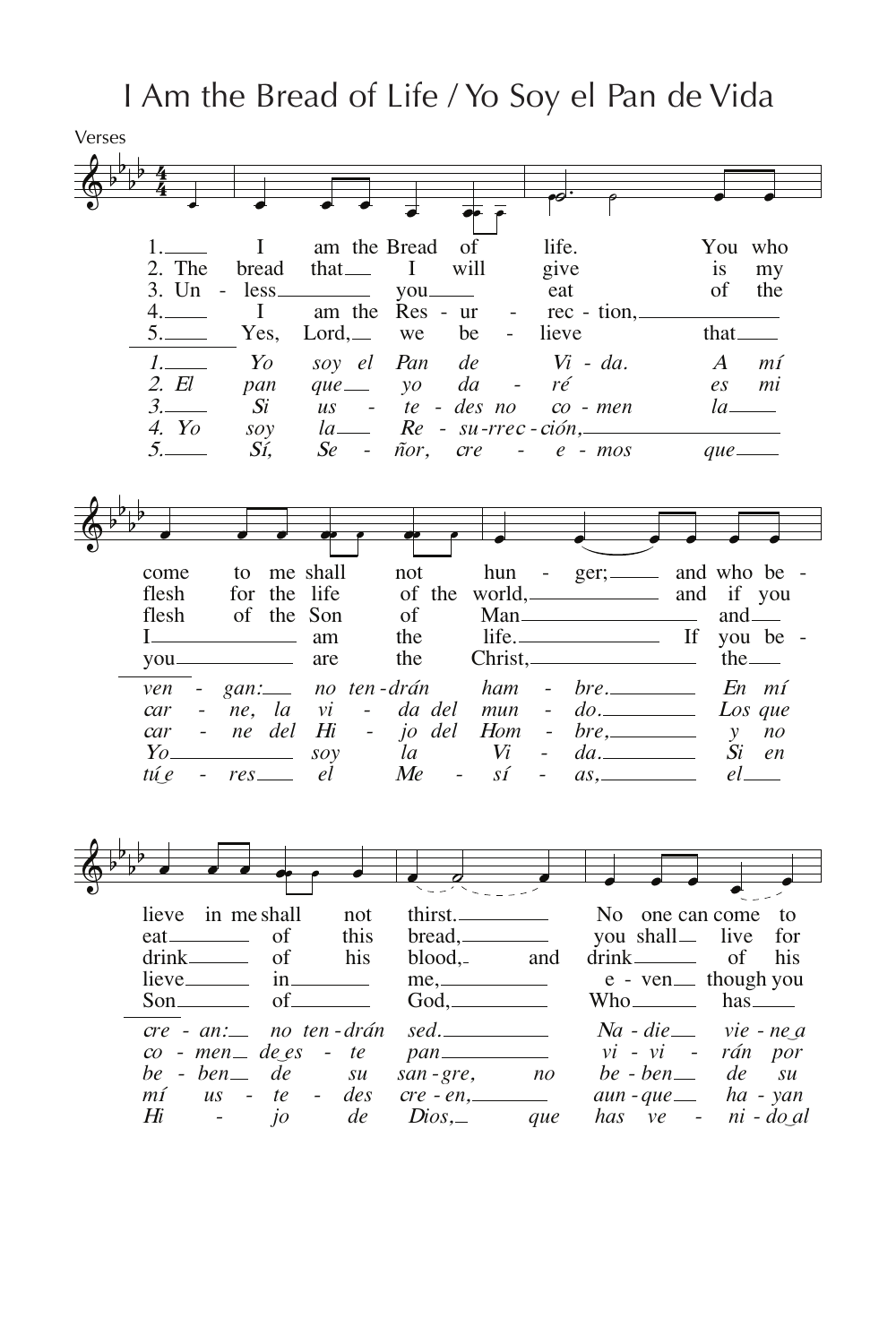# I Am the Bread of Life / Yo Soy el Pan de Vida

Verses

1. I am the Bread of life. You who come to me shall not hunger; and who believe in me shall not thirst. No one can come to
2. The bread that I will give is my flesh for the life of the world, and if you eat of this bread, you shall live for
3. Unless you eat of the flesh of the Son of Man and drink of his blood, and drink of his
4. I am the Resurrection, I am the life. If you believe in me, even though you
5. Yes, Lord, we believe that you are the Christ, the Son of God, Who has

*1. Yo soy el Pan de Vida. A mí vengan: no tendrán hambre. En mí crean: no tendrán sed. Nadie viene a*
*2. El pan que yo daré es mi carne, la vida del mundo. Los que comen de este pan vivirán por*
*3. Si ustedes no comen la carne del Hijo del Hombre y no beben de su sangre, no beben de su*
*4. Yo soy la Resurrección, Yo soy la Vida. Si en mí ustedes creen, aunque hayan*
*5. Sí, Señor, creemos que tú eres el Mesías, el Hijo de Dios, que has venido al*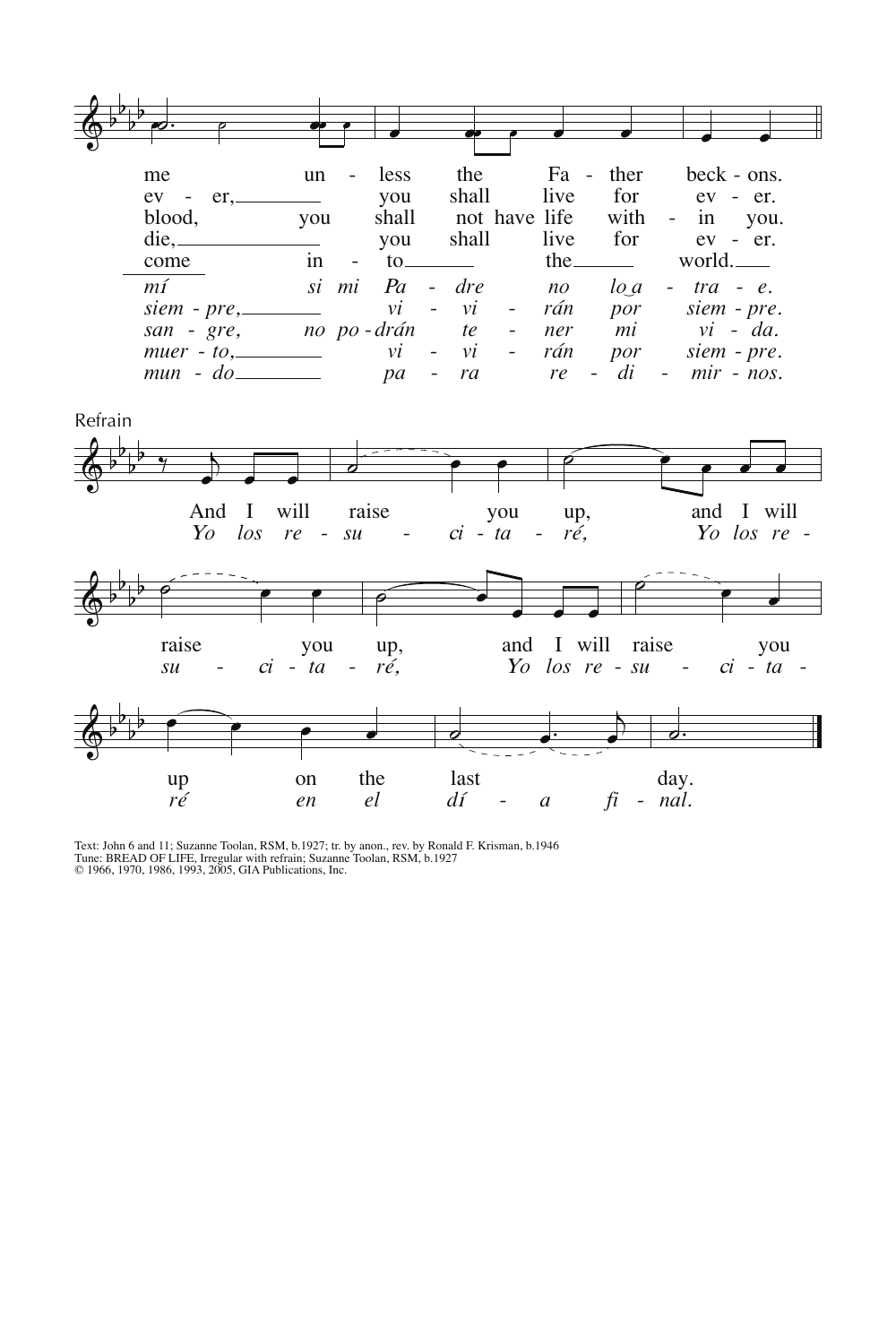me un - less the Fa - ther beck - ons.
ev - er, you shall live for ev - er.
blood, you shall not have life with - in you.
die, you shall live for ev - er.
come in - to the world.

*mí si mi Pa - dre no lo a - tra - e.*
*siem - pre, vi - vi - rán por siem - pre.*
*san - gre, no po - drán te - ner mi vi - da.*
*muer - to, vi - vi - rán por siem - pre.*
*mun - do pa - ra re - di - mir - nos.*

Refrain

And I will raise you up, and I will raise you up, and I will raise you up on the last day.

*Yo los re - su - ci - ta - ré, Yo los re - su - ci - ta - ré, Yo los re - su - ci - ta - ré en el dí - a fi - nal.*

Text: John 6 and 11; Suzanne Toolan, RSM, b.1927; tr. by anon., rev. by Ronald F. Krisman, b.1946
Tune: BREAD OF LIFE, Irregular with refrain; Suzanne Toolan, RSM, b.1927
© 1966, 1970, 1986, 1993, 2005, GIA Publications, Inc.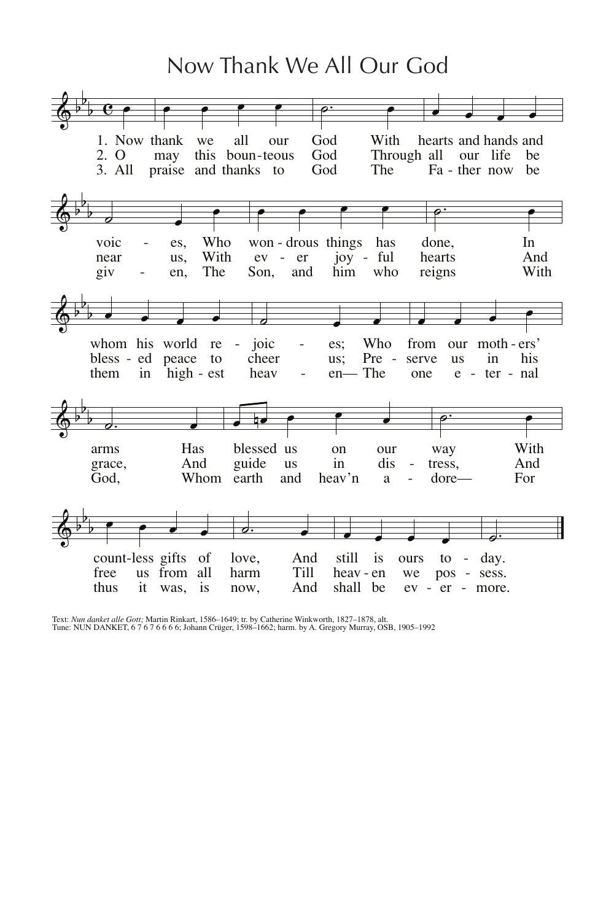# Now Thank We All Our God

1. Now thank we all our God
With hearts and hands and voices,
Who wondrous things has done,
In whom his world rejoices;
Who from our mothers' arms
Has blessed us on our way
With countless gifts of love,
And still is ours today.

2. O may this bounteous God
Through all our life be near us,
With ever joyful hearts
And blessed peace to cheer us;
Preserve us in his grace,
And guide us in distress,
And free us from all harm
Till heaven we possess.

3. All praise and thanks to God
The Father now be given,
The Son, and him who reigns
With them in highest heaven—
The one eternal God,
Whom earth and heav'n adore—
For thus it was, is now,
And shall be evermore.

Text: *Nun danket alle Gott;* Martin Rinkart, 1586–1649; tr. by Catherine Winkworth, 1827–1878, alt.
Tune: NUN DANKET, 6 7 6 7 6 6 6 6; Johann Crüger, 1598–1662; harm. by A. Gregory Murray, OSB, 1905–1992